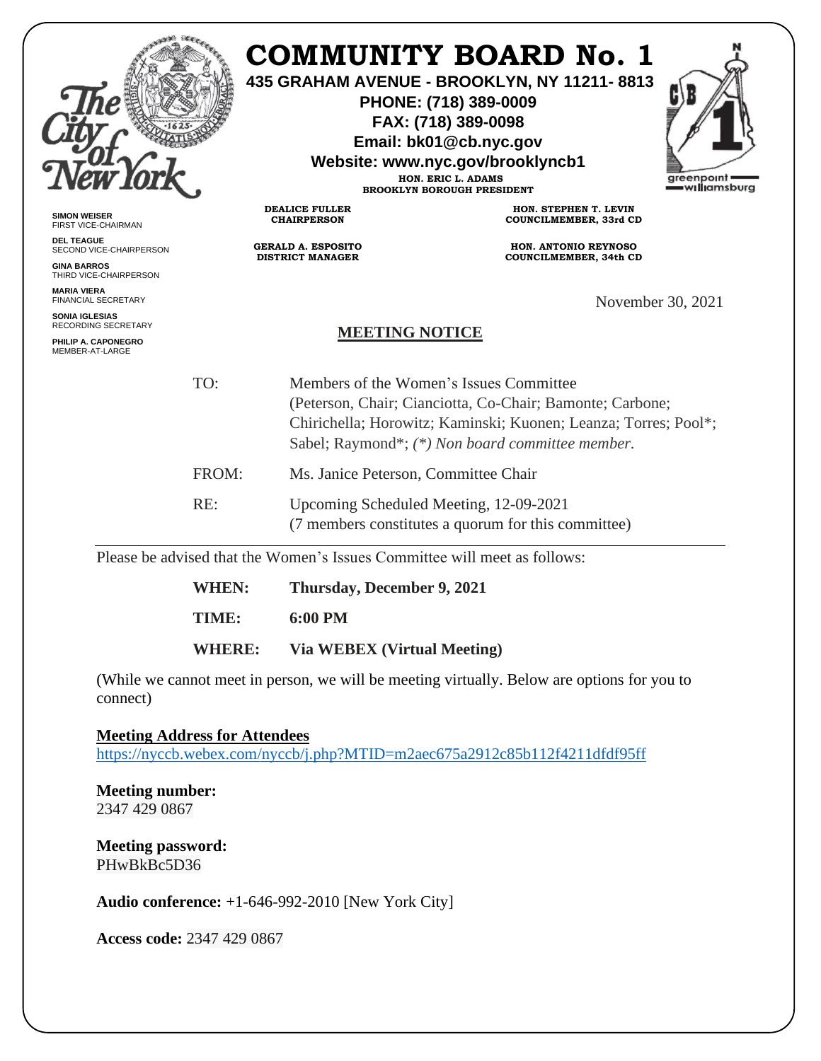# COMMUNITY BOARD No. 1

**435 GRAHAM AVENUE - BROOKLYN, NY 11211- 8813**
**PHONE: (718) 389-0009**
**FAX: (718) 389-0098**
**Email: bk01@cb.nyc.gov**
**Website: www.nyc.gov/brooklyncb1**

**HON. ERIC L. ADAMS**
**BROOKLYN BOROUGH PRESIDENT**

**DEALICE FULLER**
**CHAIRPERSON**

**HON. STEPHEN T. LEVIN**
**COUNCILMEMBER, 33rd CD**

**GERALD A. ESPOSITO**
**DISTRICT MANAGER**

**HON. ANTONIO REYNOSO**
**COUNCILMEMBER, 34th CD**

**SIMON WEISER**
FIRST VICE-CHAIRMAN

**DEL TEAGUE**
SECOND VICE-CHAIRPERSON

**GINA BARROS**
THIRD VICE-CHAIRPERSON

**MARIA VIERA**
FINANCIAL SECRETARY

**SONIA IGLESIAS**
RECORDING SECRETARY

**PHILIP A. CAPONEGRO**
MEMBER-AT-LARGE

November 30, 2021

## MEETING NOTICE

TO: Members of the Women's Issues Committee (Peterson, Chair; Cianciotta, Co-Chair; Bamonte; Carbone; Chirichella; Horowitz; Kaminski; Kuonen; Leanza; Torres; Pool*; Sabel; Raymond*; *(*) Non board committee member.*

FROM: Ms. Janice Peterson, Committee Chair

RE: Upcoming Scheduled Meeting, 12-09-2021
(7 members constitutes a quorum for this committee)

---

Please be advised that the Women's Issues Committee will meet as follows:

**WHEN:** **Thursday, December 9, 2021**

**TIME:** **6:00 PM**

**WHERE:** **Via WEBEX (Virtual Meeting)**

(While we cannot meet in person, we will be meeting virtually. Below are options for you to connect)

**Meeting Address for Attendees**
https://nyccb.webex.com/nyccb/j.php?MTID=m2aec675a2912c85b112f4211dfdf95ff

**Meeting number:**
2347 429 0867

**Meeting password:**
PHwBkBc5D36

**Audio conference:** +1-646-992-2010 [New York City]

**Access code:** 2347 429 0867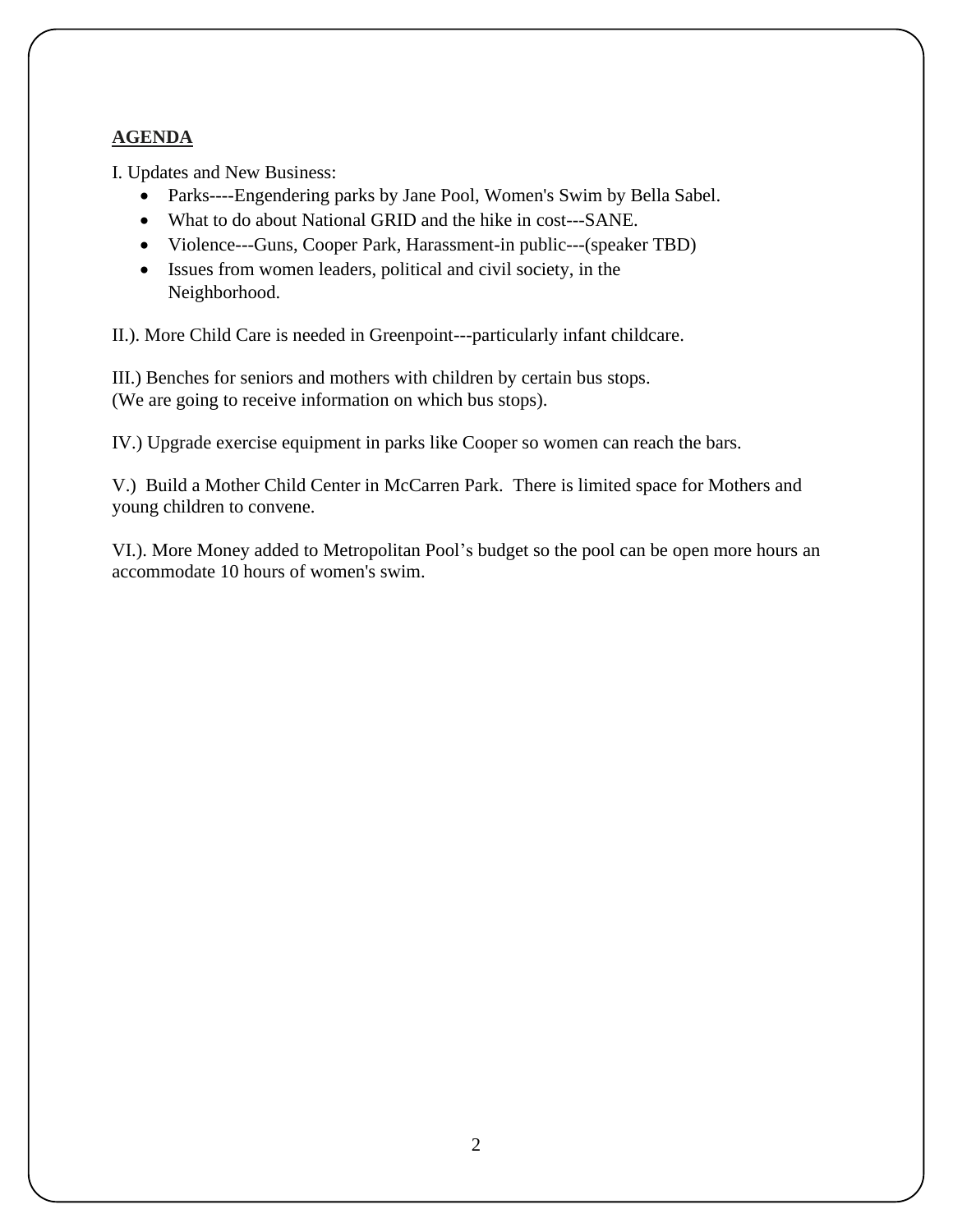**AGENDA**

I. Updates and New Business:

- Parks----Engendering parks by Jane Pool, Women's Swim by Bella Sabel.
- What to do about National GRID and the hike in cost---SANE.
- Violence---Guns, Cooper Park, Harassment-in public---(speaker TBD)
- Issues from women leaders, political and civil society, in the Neighborhood.

II.). More Child Care is needed in Greenpoint---particularly infant childcare.

III.) Benches for seniors and mothers with children by certain bus stops.
(We are going to receive information on which bus stops).

IV.) Upgrade exercise equipment in parks like Cooper so women can reach the bars.

V.) Build a Mother Child Center in McCarren Park. There is limited space for Mothers and young children to convene.

VI.). More Money added to Metropolitan Pool's budget so the pool can be open more hours an accommodate 10 hours of women's swim.